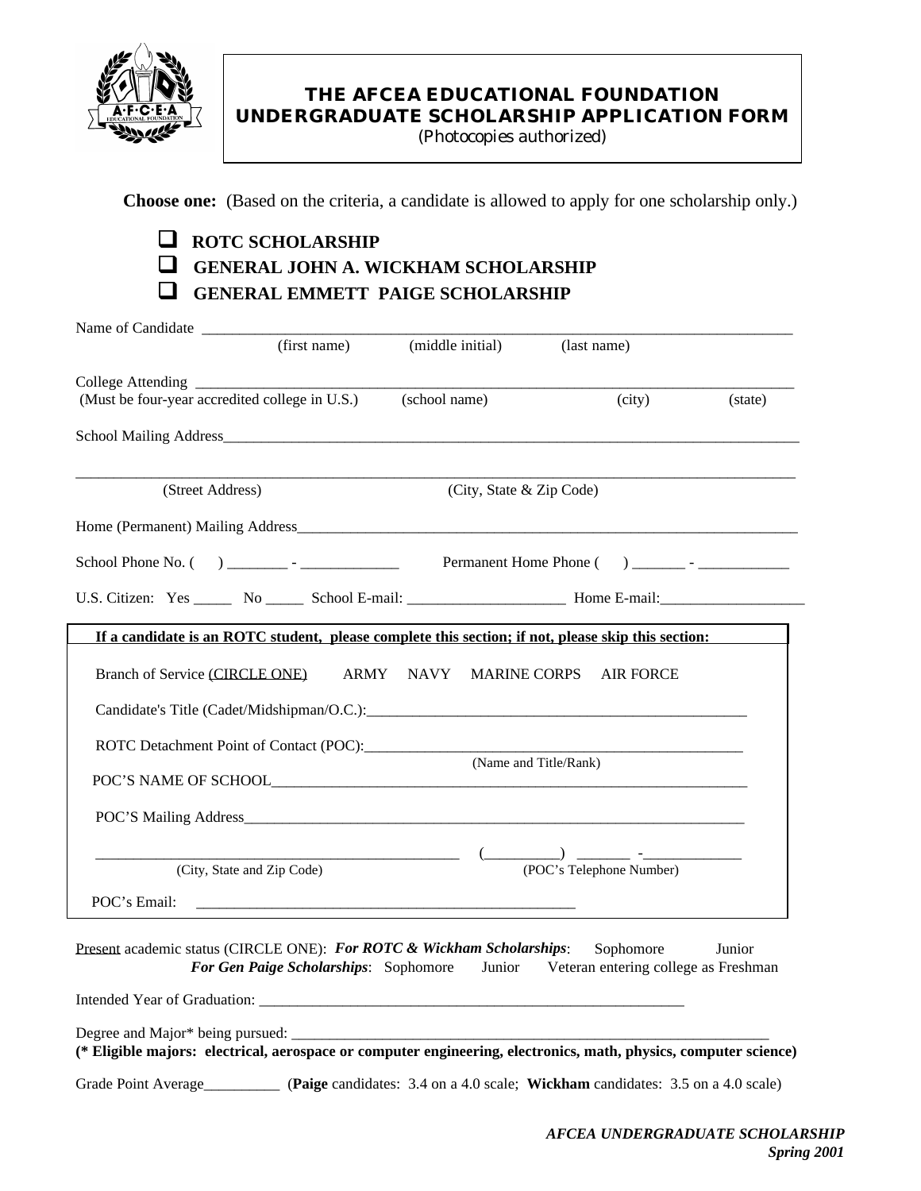# THE AFCEA EDUCATIONAL FOUNDATION UNDERGRADUATE SCHOLARSHIP APPLICATION FORM

*(Photocopies authorized)*

**Choose one:** (Based on the criteria, a candidate is allowed to apply for one scholarship only.)

- ☐ **ROTC SCHOLARSHIP**
- ☐ **GENERAL JOHN A. WICKHAM SCHOLARSHIP**
- ☐ **GENERAL EMMETT PAIGE SCHOLARSHIP**

Name of Candidate ______________________________________________________________________
(first name) (middle initial) (last name)

College Attending ______________________________________________________________________
(Must be four-year accredited college in U.S.) (school name) (city) (state)

School Mailing Address__________________________________________________________________

________________________________________________________________________________________
(Street Address) (City, State & Zip Code)

Home (Permanent) Mailing Address________________________________________________________

School Phone No. ( ) ________ - _____________ Permanent Home Phone ( ) _______ - ___________

U.S. Citizen: Yes _____ No _____ School E-mail: _____________________ Home E-mail:___________________

**If a candidate is an ROTC student, please complete this section; if not, please skip this section:**

Branch of Service (CIRCLE ONE) ARMY NAVY MARINE CORPS AIR FORCE

Candidate's Title (Cadet/Midshipman/O.C.):____________________________________________________

ROTC Detachment Point of Contact (POC):_____________________________________________________
(Name and Title/Rank)

POC'S NAME OF SCHOOL_____________________________________________________________________

POC'S Mailing Address______________________________________________________________________

_______________________________________________ (__________) _______ -_____________
(City, State and Zip Code) (POC's Telephone Number)

POC's Email: __________________________________________________

Present academic status (CIRCLE ONE): ***For ROTC & Wickham Scholarships***: Sophomore Junior
***For Gen Paige Scholarships***: Sophomore Junior Veteran entering college as Freshman

Intended Year of Graduation: _________________________________________________________

Degree and Major* being pursued: _________________________________________________________
**(* Eligible majors: electrical, aerospace or computer engineering, electronics, math, physics, computer science)**

Grade Point Average__________ (**Paige** candidates: 3.4 on a 4.0 scale; **Wickham** candidates: 3.5 on a 4.0 scale)

***AFCEA UNDERGRADUATE SCHOLARSHIP***
***Spring 2001***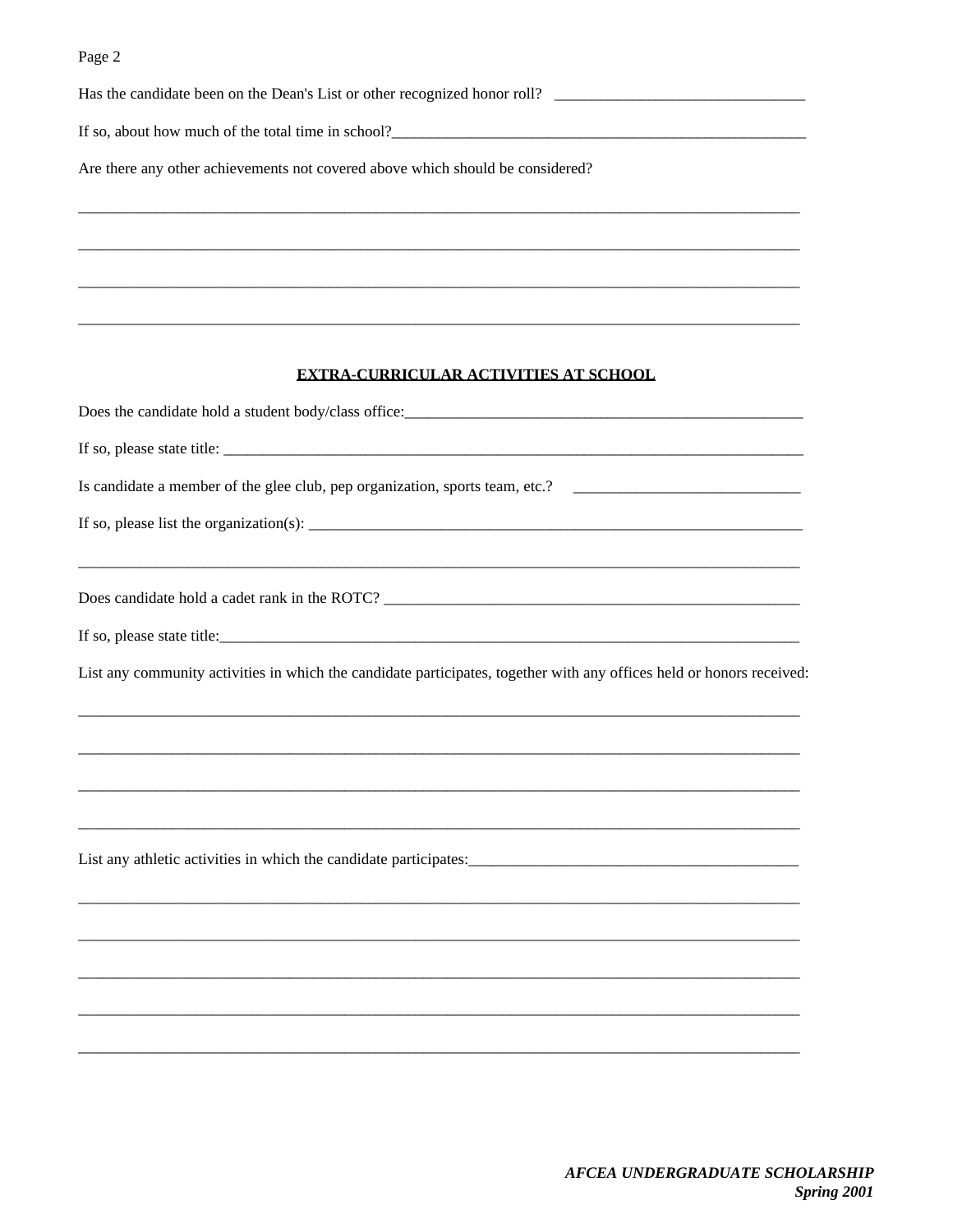Has the candidate been on the Dean's List or other recognized honor roll? ________________________________

If so, about how much of the total time in school?______________________________________________________

Are there any other achievements not covered above which should be considered?

______________________________________________________________________________________________

______________________________________________________________________________________________

______________________________________________________________________________________________

______________________________________________________________________________________________

## EXTRA-CURRICULAR ACTIVITIES AT SCHOOL

Does the candidate hold a student body/class office:______________________________________________________

If so, please state title: _________________________________________________________________________________

Is candidate a member of the glee club, pep organization, sports team, etc.? _____________________________

If so, please list the organization(s): _______________________________________________________________

______________________________________________________________________________________________

Does candidate hold a cadet rank in the ROTC? ______________________________________________________

If so, please state title:___________________________________________________________________________

List any community activities in which the candidate participates, together with any offices held or honors received:

______________________________________________________________________________________________

______________________________________________________________________________________________

______________________________________________________________________________________________

______________________________________________________________________________________________

List any athletic activities in which the candidate participates:___________________________________________

______________________________________________________________________________________________

______________________________________________________________________________________________

______________________________________________________________________________________________

______________________________________________________________________________________________

______________________________________________________________________________________________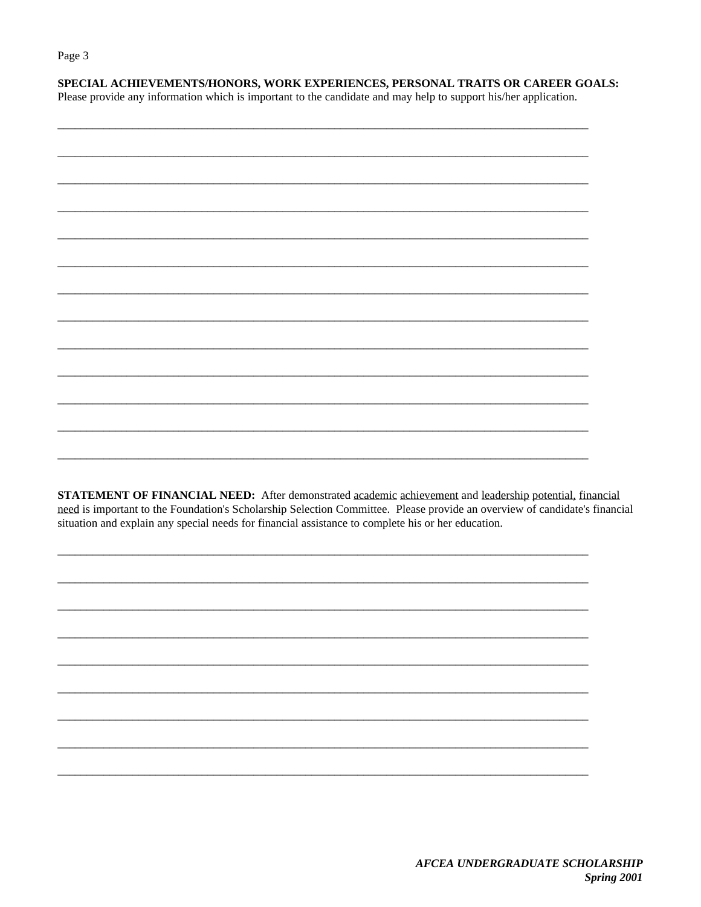**SPECIAL ACHIEVEMENTS/HONORS, WORK EXPERIENCES, PERSONAL TRAITS OR CAREER GOALS:** Please provide any information which is important to the candidate and may help to support his/her application.

\_\_\_\_\_\_\_\_\_\_\_\_\_\_\_\_\_\_\_\_\_\_\_\_\_\_\_\_\_\_\_\_\_\_\_\_\_\_\_\_\_\_\_\_\_\_\_\_\_\_\_\_\_\_\_\_\_\_\_\_\_\_\_\_\_\_\_\_\_\_\_\_\_\_\_\_\_\_\_\_

\_\_\_\_\_\_\_\_\_\_\_\_\_\_\_\_\_\_\_\_\_\_\_\_\_\_\_\_\_\_\_\_\_\_\_\_\_\_\_\_\_\_\_\_\_\_\_\_\_\_\_\_\_\_\_\_\_\_\_\_\_\_\_\_\_\_\_\_\_\_\_\_\_\_\_\_\_\_\_\_

\_\_\_\_\_\_\_\_\_\_\_\_\_\_\_\_\_\_\_\_\_\_\_\_\_\_\_\_\_\_\_\_\_\_\_\_\_\_\_\_\_\_\_\_\_\_\_\_\_\_\_\_\_\_\_\_\_\_\_\_\_\_\_\_\_\_\_\_\_\_\_\_\_\_\_\_\_\_\_\_

\_\_\_\_\_\_\_\_\_\_\_\_\_\_\_\_\_\_\_\_\_\_\_\_\_\_\_\_\_\_\_\_\_\_\_\_\_\_\_\_\_\_\_\_\_\_\_\_\_\_\_\_\_\_\_\_\_\_\_\_\_\_\_\_\_\_\_\_\_\_\_\_\_\_\_\_\_\_\_\_

\_\_\_\_\_\_\_\_\_\_\_\_\_\_\_\_\_\_\_\_\_\_\_\_\_\_\_\_\_\_\_\_\_\_\_\_\_\_\_\_\_\_\_\_\_\_\_\_\_\_\_\_\_\_\_\_\_\_\_\_\_\_\_\_\_\_\_\_\_\_\_\_\_\_\_\_\_\_\_\_

\_\_\_\_\_\_\_\_\_\_\_\_\_\_\_\_\_\_\_\_\_\_\_\_\_\_\_\_\_\_\_\_\_\_\_\_\_\_\_\_\_\_\_\_\_\_\_\_\_\_\_\_\_\_\_\_\_\_\_\_\_\_\_\_\_\_\_\_\_\_\_\_\_\_\_\_\_\_\_\_

\_\_\_\_\_\_\_\_\_\_\_\_\_\_\_\_\_\_\_\_\_\_\_\_\_\_\_\_\_\_\_\_\_\_\_\_\_\_\_\_\_\_\_\_\_\_\_\_\_\_\_\_\_\_\_\_\_\_\_\_\_\_\_\_\_\_\_\_\_\_\_\_\_\_\_\_\_\_\_\_

\_\_\_\_\_\_\_\_\_\_\_\_\_\_\_\_\_\_\_\_\_\_\_\_\_\_\_\_\_\_\_\_\_\_\_\_\_\_\_\_\_\_\_\_\_\_\_\_\_\_\_\_\_\_\_\_\_\_\_\_\_\_\_\_\_\_\_\_\_\_\_\_\_\_\_\_\_\_\_\_

\_\_\_\_\_\_\_\_\_\_\_\_\_\_\_\_\_\_\_\_\_\_\_\_\_\_\_\_\_\_\_\_\_\_\_\_\_\_\_\_\_\_\_\_\_\_\_\_\_\_\_\_\_\_\_\_\_\_\_\_\_\_\_\_\_\_\_\_\_\_\_\_\_\_\_\_\_\_\_\_

\_\_\_\_\_\_\_\_\_\_\_\_\_\_\_\_\_\_\_\_\_\_\_\_\_\_\_\_\_\_\_\_\_\_\_\_\_\_\_\_\_\_\_\_\_\_\_\_\_\_\_\_\_\_\_\_\_\_\_\_\_\_\_\_\_\_\_\_\_\_\_\_\_\_\_\_\_\_\_\_

\_\_\_\_\_\_\_\_\_\_\_\_\_\_\_\_\_\_\_\_\_\_\_\_\_\_\_\_\_\_\_\_\_\_\_\_\_\_\_\_\_\_\_\_\_\_\_\_\_\_\_\_\_\_\_\_\_\_\_\_\_\_\_\_\_\_\_\_\_\_\_\_\_\_\_\_\_\_\_\_

\_\_\_\_\_\_\_\_\_\_\_\_\_\_\_\_\_\_\_\_\_\_\_\_\_\_\_\_\_\_\_\_\_\_\_\_\_\_\_\_\_\_\_\_\_\_\_\_\_\_\_\_\_\_\_\_\_\_\_\_\_\_\_\_\_\_\_\_\_\_\_\_\_\_\_\_\_\_\_\_

\_\_\_\_\_\_\_\_\_\_\_\_\_\_\_\_\_\_\_\_\_\_\_\_\_\_\_\_\_\_\_\_\_\_\_\_\_\_\_\_\_\_\_\_\_\_\_\_\_\_\_\_\_\_\_\_\_\_\_\_\_\_\_\_\_\_\_\_\_\_\_\_\_\_\_\_\_\_\_\_

**STATEMENT OF FINANCIAL NEED:** After demonstrated academic achievement and leadership potential, financial need is important to the Foundation's Scholarship Selection Committee. Please provide an overview of candidate's financial situation and explain any special needs for financial assistance to complete his or her education.

\_\_\_\_\_\_\_\_\_\_\_\_\_\_\_\_\_\_\_\_\_\_\_\_\_\_\_\_\_\_\_\_\_\_\_\_\_\_\_\_\_\_\_\_\_\_\_\_\_\_\_\_\_\_\_\_\_\_\_\_\_\_\_\_\_\_\_\_\_\_\_\_\_\_\_\_\_\_\_\_

\_\_\_\_\_\_\_\_\_\_\_\_\_\_\_\_\_\_\_\_\_\_\_\_\_\_\_\_\_\_\_\_\_\_\_\_\_\_\_\_\_\_\_\_\_\_\_\_\_\_\_\_\_\_\_\_\_\_\_\_\_\_\_\_\_\_\_\_\_\_\_\_\_\_\_\_\_\_\_\_

\_\_\_\_\_\_\_\_\_\_\_\_\_\_\_\_\_\_\_\_\_\_\_\_\_\_\_\_\_\_\_\_\_\_\_\_\_\_\_\_\_\_\_\_\_\_\_\_\_\_\_\_\_\_\_\_\_\_\_\_\_\_\_\_\_\_\_\_\_\_\_\_\_\_\_\_\_\_\_\_

\_\_\_\_\_\_\_\_\_\_\_\_\_\_\_\_\_\_\_\_\_\_\_\_\_\_\_\_\_\_\_\_\_\_\_\_\_\_\_\_\_\_\_\_\_\_\_\_\_\_\_\_\_\_\_\_\_\_\_\_\_\_\_\_\_\_\_\_\_\_\_\_\_\_\_\_\_\_\_\_

\_\_\_\_\_\_\_\_\_\_\_\_\_\_\_\_\_\_\_\_\_\_\_\_\_\_\_\_\_\_\_\_\_\_\_\_\_\_\_\_\_\_\_\_\_\_\_\_\_\_\_\_\_\_\_\_\_\_\_\_\_\_\_\_\_\_\_\_\_\_\_\_\_\_\_\_\_\_\_\_

\_\_\_\_\_\_\_\_\_\_\_\_\_\_\_\_\_\_\_\_\_\_\_\_\_\_\_\_\_\_\_\_\_\_\_\_\_\_\_\_\_\_\_\_\_\_\_\_\_\_\_\_\_\_\_\_\_\_\_\_\_\_\_\_\_\_\_\_\_\_\_\_\_\_\_\_\_\_\_\_

\_\_\_\_\_\_\_\_\_\_\_\_\_\_\_\_\_\_\_\_\_\_\_\_\_\_\_\_\_\_\_\_\_\_\_\_\_\_\_\_\_\_\_\_\_\_\_\_\_\_\_\_\_\_\_\_\_\_\_\_\_\_\_\_\_\_\_\_\_\_\_\_\_\_\_\_\_\_\_\_

\_\_\_\_\_\_\_\_\_\_\_\_\_\_\_\_\_\_\_\_\_\_\_\_\_\_\_\_\_\_\_\_\_\_\_\_\_\_\_\_\_\_\_\_\_\_\_\_\_\_\_\_\_\_\_\_\_\_\_\_\_\_\_\_\_\_\_\_\_\_\_\_\_\_\_\_\_\_\_\_

\_\_\_\_\_\_\_\_\_\_\_\_\_\_\_\_\_\_\_\_\_\_\_\_\_\_\_\_\_\_\_\_\_\_\_\_\_\_\_\_\_\_\_\_\_\_\_\_\_\_\_\_\_\_\_\_\_\_\_\_\_\_\_\_\_\_\_\_\_\_\_\_\_\_\_\_\_\_\_\_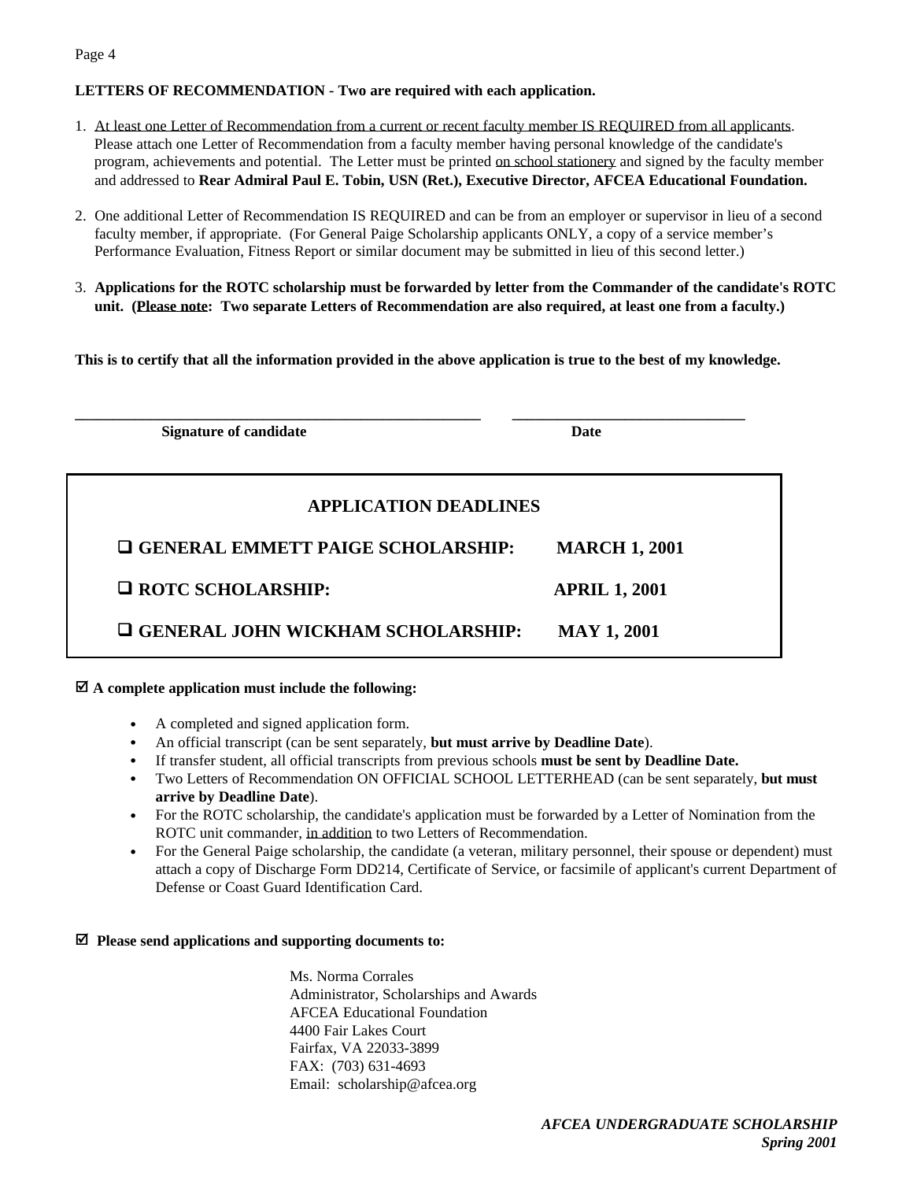**LETTERS OF RECOMMENDATION - Two are required with each application.**

1. At least one Letter of Recommendation from a current or recent faculty member IS REQUIRED from all applicants. Please attach one Letter of Recommendation from a faculty member having personal knowledge of the candidate's program, achievements and potential. The Letter must be printed on school stationery and signed by the faculty member and addressed to **Rear Admiral Paul E. Tobin, USN (Ret.), Executive Director, AFCEA Educational Foundation.**

2. One additional Letter of Recommendation IS REQUIRED and can be from an employer or supervisor in lieu of a second faculty member, if appropriate. (For General Paige Scholarship applicants ONLY, a copy of a service member's Performance Evaluation, Fitness Report or similar document may be submitted in lieu of this second letter.)

3. **Applications for the ROTC scholarship must be forwarded by letter from the Commander of the candidate's ROTC unit. (Please note: Two separate Letters of Recommendation are also required, at least one from a faculty.)**

**This is to certify that all the information provided in the above application is true to the best of my knowledge.**

______________________________________________________ ______________________________

**Signature of candidate** **Date**

## APPLICATION DEADLINES

- ❑ **GENERAL EMMETT PAIGE SCHOLARSHIP: MARCH 1, 2001**
- ❑ **ROTC SCHOLARSHIP: APRIL 1, 2001**
- ❑ **GENERAL JOHN WICKHAM SCHOLARSHIP: MAY 1, 2001**

☑ **A complete application must include the following:**

- A completed and signed application form.
- An official transcript (can be sent separately, **but must arrive by Deadline Date**).
- If transfer student, all official transcripts from previous schools **must be sent by Deadline Date.**
- Two Letters of Recommendation ON OFFICIAL SCHOOL LETTERHEAD (can be sent separately, **but must arrive by Deadline Date**).
- For the ROTC scholarship, the candidate's application must be forwarded by a Letter of Nomination from the ROTC unit commander, in addition to two Letters of Recommendation.
- For the General Paige scholarship, the candidate (a veteran, military personnel, their spouse or dependent) must attach a copy of Discharge Form DD214, Certificate of Service, or facsimile of applicant's current Department of Defense or Coast Guard Identification Card.

☑ **Please send applications and supporting documents to:**

Ms. Norma Corrales
Administrator, Scholarships and Awards
AFCEA Educational Foundation
4400 Fair Lakes Court
Fairfax, VA 22033-3899
FAX: (703) 631-4693
Email: scholarship@afcea.org